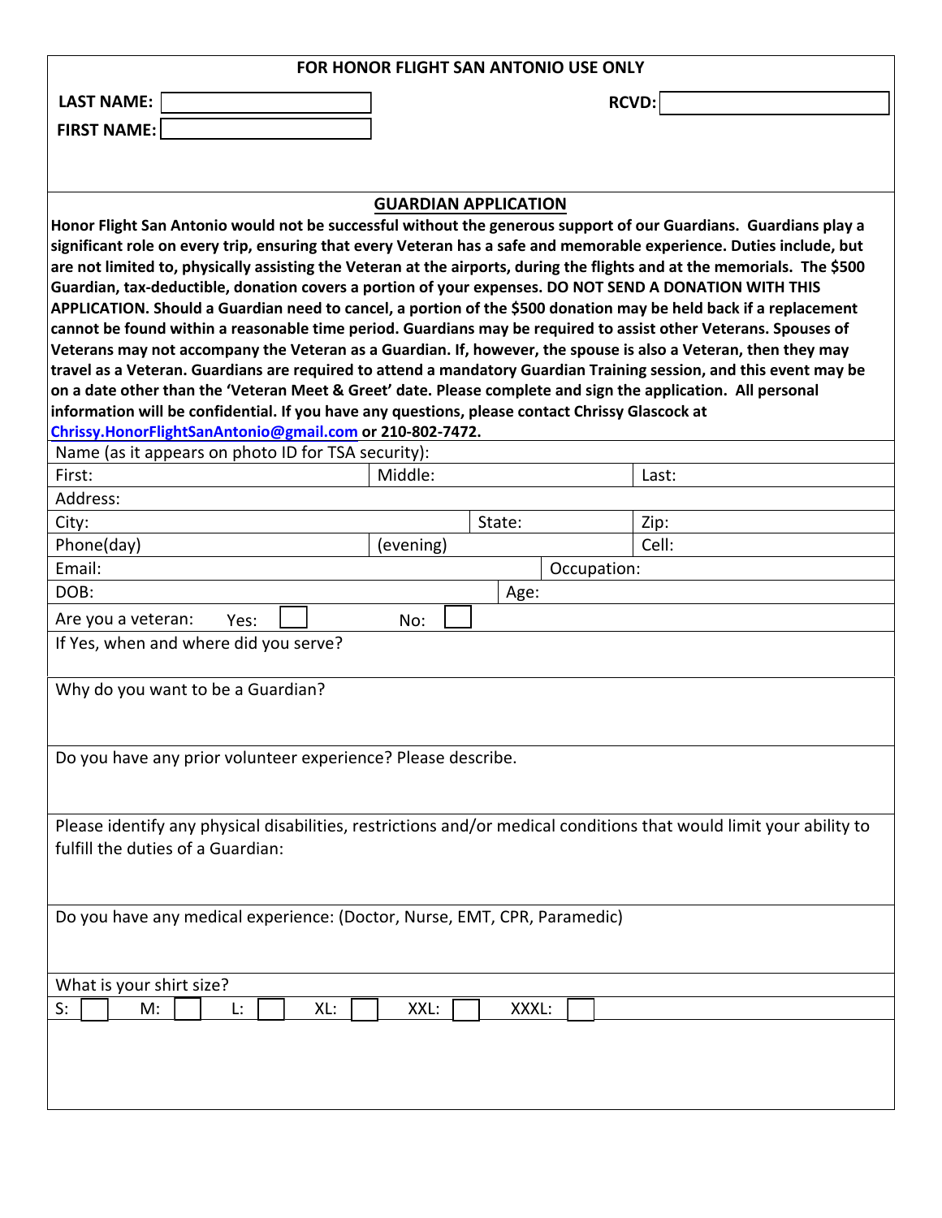**FOR HONOR FLIGHT SAN ANTONIO USE ONLY**

| **LAST NAME:** | | **RCVD:** | |
|---|---|---|---|
| **FIRST NAME:** | | | |

## GUARDIAN APPLICATION

**Honor Flight San Antonio would not be successful without the generous support of our Guardians. Guardians play a significant role on every trip, ensuring that every Veteran has a safe and memorable experience. Duties include, but are not limited to, physically assisting the Veteran at the airports, during the flights and at the memorials. The $500 Guardian, tax-deductible, donation covers a portion of your expenses. DO NOT SEND A DONATION WITH THIS APPLICATION. Should a Guardian need to cancel, a portion of the $500 donation may be held back if a replacement cannot be found within a reasonable time period. Guardians may be required to assist other Veterans. Spouses of Veterans may not accompany the Veteran as a Guardian. If, however, the spouse is also a Veteran, then they may travel as a Veteran. Guardians are required to attend a mandatory Guardian Training session, and this event may be on a date other than the 'Veteran Meet & Greet' date. Please complete and sign the application. All personal information will be confidential. If you have any questions, please contact Chrissy Glascock at Chrissy.HonorFlightSanAntonio@gmail.com or 210-802-7472.**

Name (as it appears on photo ID for TSA security):

| First: | Middle: | Last: |
|---|---|---|

Address:

| City: | State: | Zip: |
|---|---|---|
| Phone(day) | (evening) | Cell: |

| Email: | Occupation: |
|---|---|
| DOB: | Age: |

Are you a veteran: Yes: ☐ No: ☐

If Yes, when and where did you serve?

Why do you want to be a Guardian?

Do you have any prior volunteer experience? Please describe.

Please identify any physical disabilities, restrictions and/or medical conditions that would limit your ability to fulfill the duties of a Guardian:

Do you have any medical experience: (Doctor, Nurse, EMT, CPR, Paramedic)

What is your shirt size?

S: ☐ M: ☐ L: ☐ XL: ☐ XXL: ☐ XXXL: ☐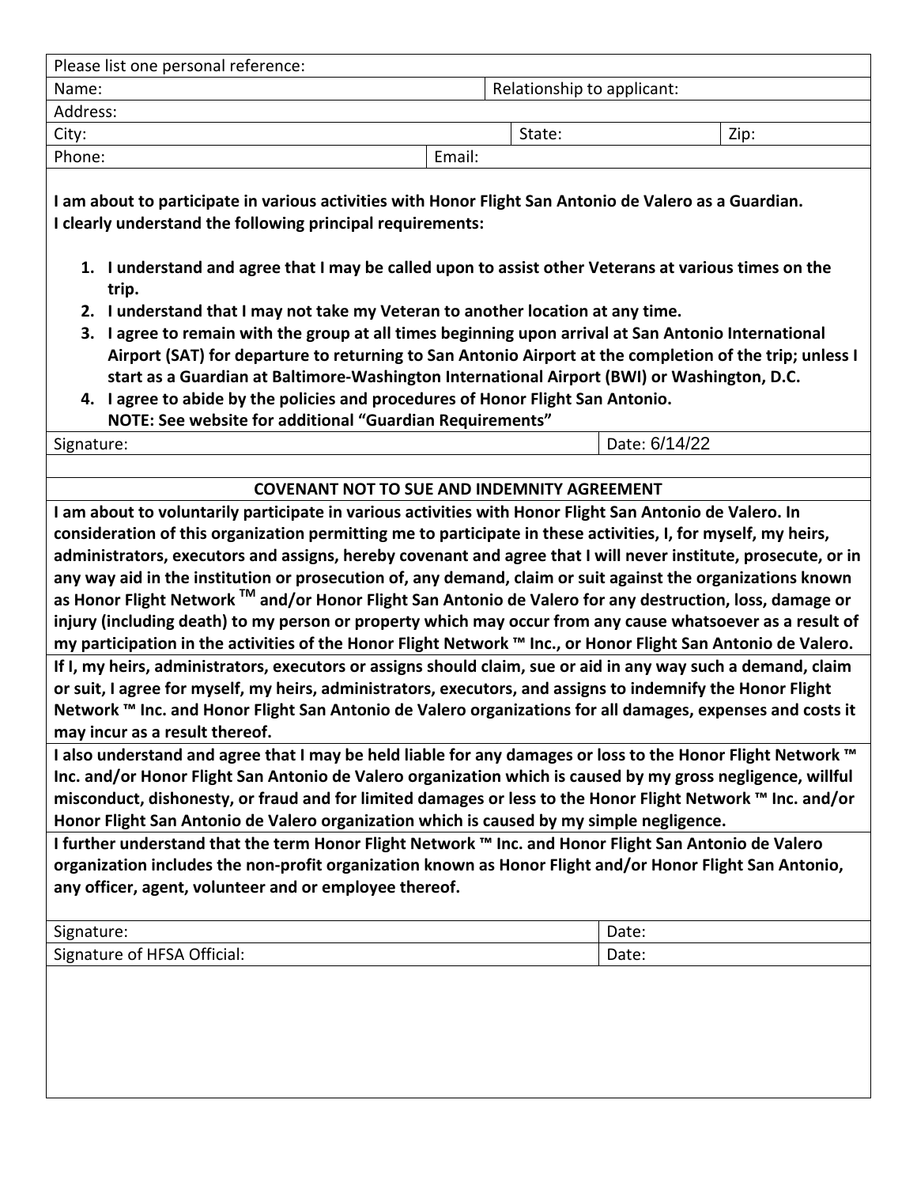| Please list one personal reference: | | | |
|---|---|---|---|
| Name: | | Relationship to applicant: | |
| Address: | | | |
| City: | | State: | Zip: |
| Phone: | Email: | | |

**I am about to participate in various activities with Honor Flight San Antonio de Valero as a Guardian.**
**I clearly understand the following principal requirements:**

1. **I understand and agree that I may be called upon to assist other Veterans at various times on the trip.**
2. **I understand that I may not take my Veteran to another location at any time.**
3. **I agree to remain with the group at all times beginning upon arrival at San Antonio International Airport (SAT) for departure to returning to San Antonio Airport at the completion of the trip; unless I start as a Guardian at Baltimore-Washington International Airport (BWI) or Washington, D.C.**
4. **I agree to abide by the policies and procedures of Honor Flight San Antonio.**
   **NOTE: See website for additional "Guardian Requirements"**

| Signature: | Date: 6/14/22 |
|---|---|

**COVENANT NOT TO SUE AND INDEMNITY AGREEMENT**

**I am about to voluntarily participate in various activities with Honor Flight San Antonio de Valero. In consideration of this organization permitting me to participate in these activities, I, for myself, my heirs, administrators, executors and assigns, hereby covenant and agree that I will never institute, prosecute, or in any way aid in the institution or prosecution of, any demand, claim or suit against the organizations known as Honor Flight Network ™ and/or Honor Flight San Antonio de Valero for any destruction, loss, damage or injury (including death) to my person or property which may occur from any cause whatsoever as a result of my participation in the activities of the Honor Flight Network ™ Inc., or Honor Flight San Antonio de Valero.**

**If I, my heirs, administrators, executors or assigns should claim, sue or aid in any way such a demand, claim or suit, I agree for myself, my heirs, administrators, executors, and assigns to indemnify the Honor Flight Network ™ Inc. and Honor Flight San Antonio de Valero organizations for all damages, expenses and costs it may incur as a result thereof.**

**I also understand and agree that I may be held liable for any damages or loss to the Honor Flight Network ™ Inc. and/or Honor Flight San Antonio de Valero organization which is caused by my gross negligence, willful misconduct, dishonesty, or fraud and for limited damages or less to the Honor Flight Network ™ Inc. and/or Honor Flight San Antonio de Valero organization which is caused by my simple negligence.**

**I further understand that the term Honor Flight Network ™ Inc. and Honor Flight San Antonio de Valero organization includes the non-profit organization known as Honor Flight and/or Honor Flight San Antonio, any officer, agent, volunteer and or employee thereof.**

| Signature: | Date: |
|---|---|
| Signature of HFSA Official: | Date: |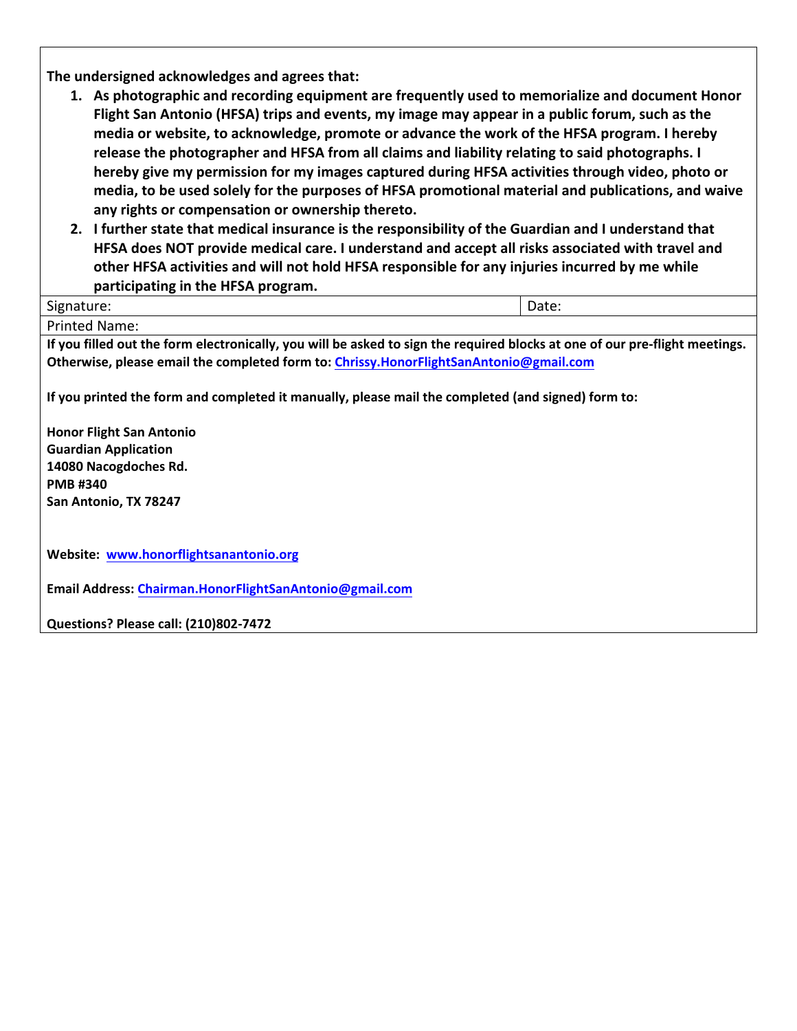**The undersigned acknowledges and agrees that:**

1. **As photographic and recording equipment are frequently used to memorialize and document Honor Flight San Antonio (HFSA) trips and events, my image may appear in a public forum, such as the media or website, to acknowledge, promote or advance the work of the HFSA program. I hereby release the photographer and HFSA from all claims and liability relating to said photographs. I hereby give my permission for my images captured during HFSA activities through video, photo or media, to be used solely for the purposes of HFSA promotional material and publications, and waive any rights or compensation or ownership thereto.**
2. **I further state that medical insurance is the responsibility of the Guardian and I understand that HFSA does NOT provide medical care. I understand and accept all risks associated with travel and other HFSA activities and will not hold HFSA responsible for any injuries incurred by me while participating in the HFSA program.**

| | |
|---|---|
| Signature: | Date: |
| Printed Name: | |

**If you filled out the form electronically, you will be asked to sign the required blocks at one of our pre-flight meetings. Otherwise, please email the completed form to: Chrissy.HonorFlightSanAntonio@gmail.com**

**If you printed the form and completed it manually, please mail the completed (and signed) form to:**

**Honor Flight San Antonio**
**Guardian Application**
**14080 Nacogdoches Rd.**
**PMB #340**
**San Antonio, TX 78247**

**Website: www.honorflightsanantonio.org**

**Email Address: Chairman.HonorFlightSanAntonio@gmail.com**

**Questions? Please call: (210)802-7472**